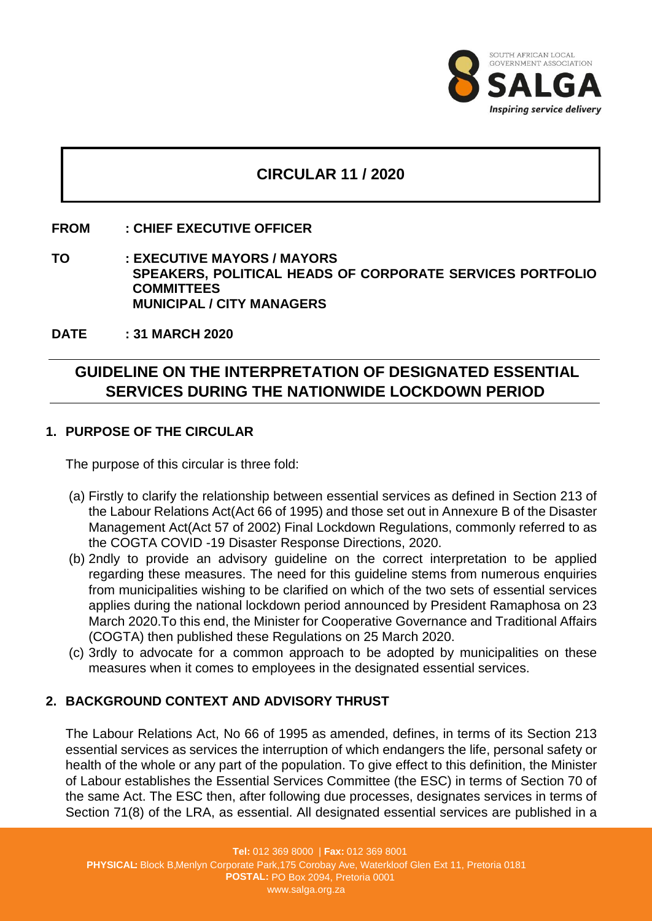# CIRCULAR 11 / 2020

**FROM** **: CHIEF EXECUTIVE OFFICER**

**TO** **: EXECUTIVE MAYORS / MAYORS**
**SPEAKERS, POLITICAL HEADS OF CORPORATE SERVICES PORTFOLIO COMMITTEES**
**MUNICIPAL / CITY MANAGERS**

**DATE** **: 31 MARCH 2020**

## GUIDELINE ON THE INTERPRETATION OF DESIGNATED ESSENTIAL SERVICES DURING THE NATIONWIDE LOCKDOWN PERIOD

### 1. PURPOSE OF THE CIRCULAR

The purpose of this circular is three fold:

(a) Firstly to clarify the relationship between essential services as defined in Section 213 of the Labour Relations Act(Act 66 of 1995) and those set out in Annexure B of the Disaster Management Act(Act 57 of 2002) Final Lockdown Regulations, commonly referred to as the COGTA COVID -19 Disaster Response Directions, 2020.

(b) 2ndly to provide an advisory guideline on the correct interpretation to be applied regarding these measures. The need for this guideline stems from numerous enquiries from municipalities wishing to be clarified on which of the two sets of essential services applies during the national lockdown period announced by President Ramaphosa on 23 March 2020.To this end, the Minister for Cooperative Governance and Traditional Affairs (COGTA) then published these Regulations on 25 March 2020.

(c) 3rdly to advocate for a common approach to be adopted by municipalities on these measures when it comes to employees in the designated essential services.

### 2. BACKGROUND CONTEXT AND ADVISORY THRUST

The Labour Relations Act, No 66 of 1995 as amended, defines, in terms of its Section 213 essential services as services the interruption of which endangers the life, personal safety or health of the whole or any part of the population. To give effect to this definition, the Minister of Labour establishes the Essential Services Committee (the ESC) in terms of Section 70 of the same Act. The ESC then, after following due processes, designates services in terms of Section 71(8) of the LRA, as essential. All designated essential services are published in a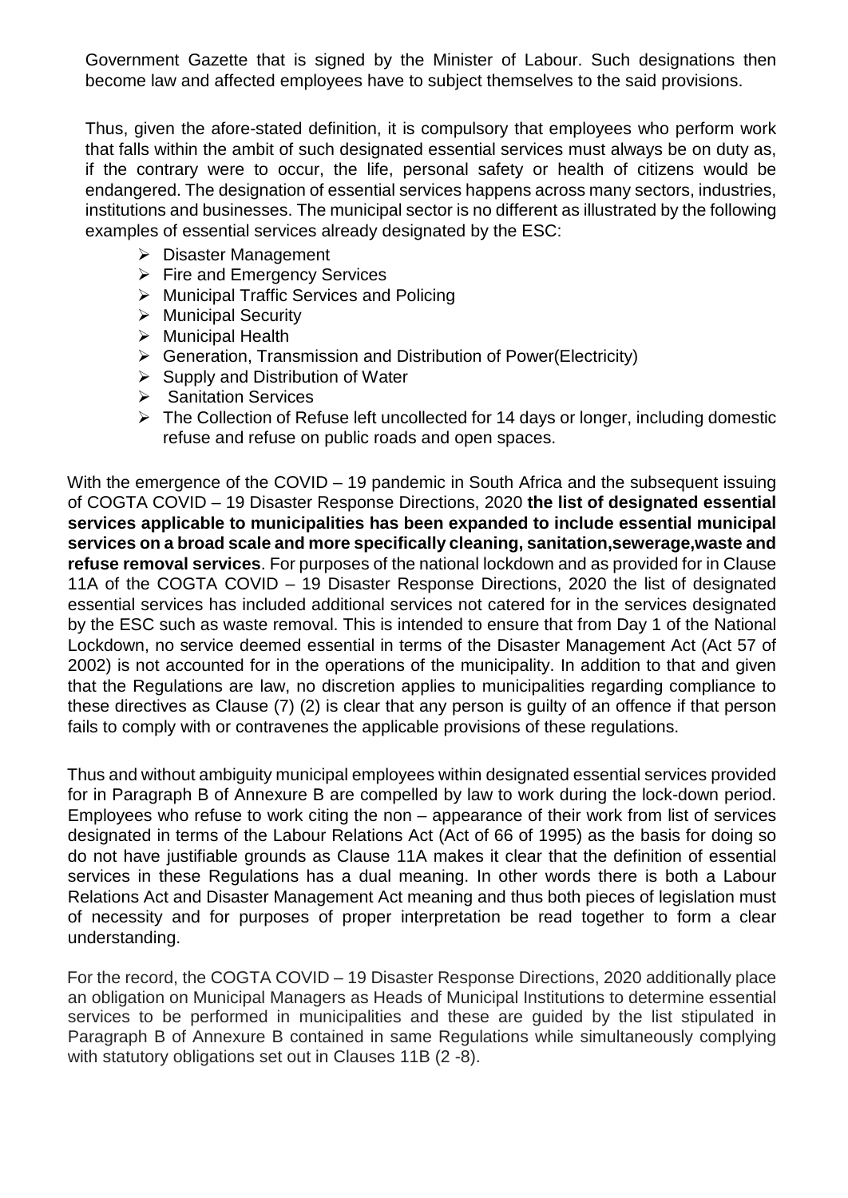Government Gazette that is signed by the Minister of Labour. Such designations then become law and affected employees have to subject themselves to the said provisions.

Thus, given the afore-stated definition, it is compulsory that employees who perform work that falls within the ambit of such designated essential services must always be on duty as, if the contrary were to occur, the life, personal safety or health of citizens would be endangered. The designation of essential services happens across many sectors, industries, institutions and businesses. The municipal sector is no different as illustrated by the following examples of essential services already designated by the ESC:

- Disaster Management
- Fire and Emergency Services
- Municipal Traffic Services and Policing
- Municipal Security
- Municipal Health
- Generation, Transmission and Distribution of Power(Electricity)
- Supply and Distribution of Water
- Sanitation Services
- The Collection of Refuse left uncollected for 14 days or longer, including domestic refuse and refuse on public roads and open spaces.

With the emergence of the COVID – 19 pandemic in South Africa and the subsequent issuing of COGTA COVID – 19 Disaster Response Directions, 2020 **the list of designated essential services applicable to municipalities has been expanded to include essential municipal services on a broad scale and more specifically cleaning, sanitation,sewerage,waste and refuse removal services**. For purposes of the national lockdown and as provided for in Clause 11A of the COGTA COVID – 19 Disaster Response Directions, 2020 the list of designated essential services has included additional services not catered for in the services designated by the ESC such as waste removal. This is intended to ensure that from Day 1 of the National Lockdown, no service deemed essential in terms of the Disaster Management Act (Act 57 of 2002) is not accounted for in the operations of the municipality. In addition to that and given that the Regulations are law, no discretion applies to municipalities regarding compliance to these directives as Clause (7) (2) is clear that any person is guilty of an offence if that person fails to comply with or contravenes the applicable provisions of these regulations.

Thus and without ambiguity municipal employees within designated essential services provided for in Paragraph B of Annexure B are compelled by law to work during the lock-down period. Employees who refuse to work citing the non – appearance of their work from list of services designated in terms of the Labour Relations Act (Act of 66 of 1995) as the basis for doing so do not have justifiable grounds as Clause 11A makes it clear that the definition of essential services in these Regulations has a dual meaning. In other words there is both a Labour Relations Act and Disaster Management Act meaning and thus both pieces of legislation must of necessity and for purposes of proper interpretation be read together to form a clear understanding.

For the record, the COGTA COVID – 19 Disaster Response Directions, 2020 additionally place an obligation on Municipal Managers as Heads of Municipal Institutions to determine essential services to be performed in municipalities and these are guided by the list stipulated in Paragraph B of Annexure B contained in same Regulations while simultaneously complying with statutory obligations set out in Clauses 11B (2 -8).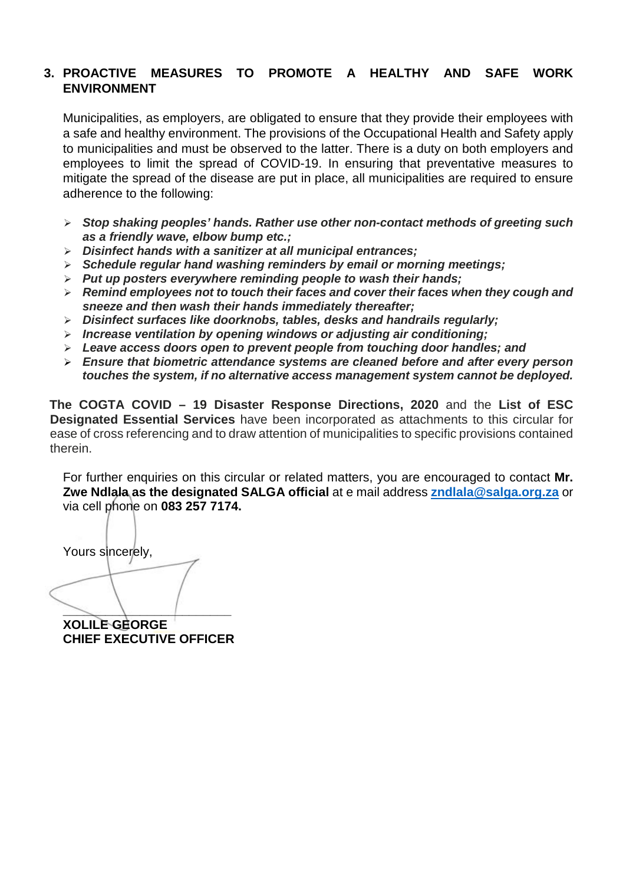## 3. PROACTIVE MEASURES TO PROMOTE A HEALTHY AND SAFE WORK ENVIRONMENT

Municipalities, as employers, are obligated to ensure that they provide their employees with a safe and healthy environment. The provisions of the Occupational Health and Safety apply to municipalities and must be observed to the latter. There is a duty on both employers and employees to limit the spread of COVID-19. In ensuring that preventative measures to mitigate the spread of the disease are put in place, all municipalities are required to ensure adherence to the following:

- ***Stop shaking peoples' hands. Rather use other non-contact methods of greeting such as a friendly wave, elbow bump etc.;***
- ***Disinfect hands with a sanitizer at all municipal entrances;***
- ***Schedule regular hand washing reminders by email or morning meetings;***
- ***Put up posters everywhere reminding people to wash their hands;***
- ***Remind employees not to touch their faces and cover their faces when they cough and sneeze and then wash their hands immediately thereafter;***
- ***Disinfect surfaces like doorknobs, tables, desks and handrails regularly;***
- ***Increase ventilation by opening windows or adjusting air conditioning;***
- ***Leave access doors open to prevent people from touching door handles; and***
- ***Ensure that biometric attendance systems are cleaned before and after every person touches the system, if no alternative access management system cannot be deployed.***

**The COGTA COVID – 19 Disaster Response Directions, 2020** and the **List of ESC Designated Essential Services** have been incorporated as attachments to this circular for ease of cross referencing and to draw attention of municipalities to specific provisions contained therein.

For further enquiries on this circular or related matters, you are encouraged to contact **Mr. Zwe Ndlala as the designated SALGA official** at e mail address **zndlala@salga.org.za** or via cell phone on **083 257 7174.**

Yours sincerely,

\_\_\_\_\_\_\_\_\_\_\_\_\_\_\_\_\_\_\_\_\_\_\_\_\_\_

**XOLILE GEORGE**
**CHIEF EXECUTIVE OFFICER**